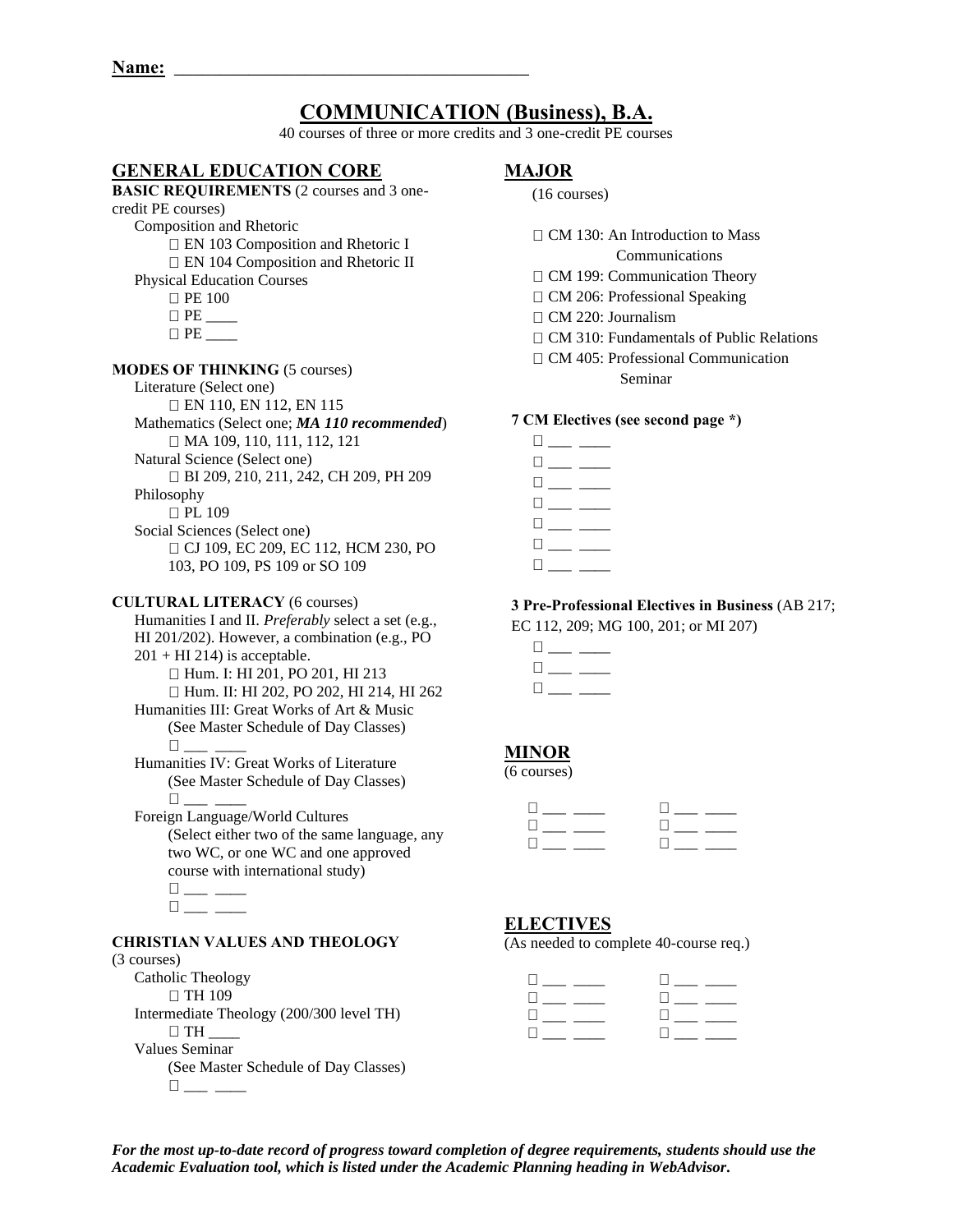**Name:** ________________________________________

# COMMUNICATION (Business), B.A.

40 courses of three or more credits and 3 one-credit PE courses

## GENERAL EDUCATION CORE

**BASIC REQUIREMENTS** (2 courses and 3 one-credit PE courses)

Composition and Rhetoric

- ☐ EN 103 Composition and Rhetoric I
- ☐ EN 104 Composition and Rhetoric II

Physical Education Courses

- ☐ PE 100
- ☐ PE ____
- ☐ PE ____

**MODES OF THINKING** (5 courses)

Literature (Select one)

- ☐ EN 110, EN 112, EN 115

Mathematics (Select one; ***MA 110 recommended***)

- ☐ MA 109, 110, 111, 112, 121

Natural Science (Select one)

- ☐ BI 209, 210, 211, 242, CH 209, PH 209

Philosophy

- ☐ PL 109

Social Sciences (Select one)

- ☐ CJ 109, EC 209, EC 112, HCM 230, PO 103, PO 109, PS 109 or SO 109

**CULTURAL LITERACY** (6 courses)

Humanities I and II. *Preferably* select a set (e.g., HI 201/202). However, a combination (e.g., PO 201 + HI 214) is acceptable.

- ☐ Hum. I: HI 201, PO 201, HI 213
- ☐ Hum. II: HI 202, PO 202, HI 214, HI 262

Humanities III: Great Works of Art & Music (See Master Schedule of Day Classes)

- ☐ ___ ____

Humanities IV: Great Works of Literature (See Master Schedule of Day Classes)

- ☐ ___ ____

Foreign Language/World Cultures (Select either two of the same language, any two WC, or one WC and one approved course with international study)

- ☐ ___ ____
- ☐ ___ ____

**CHRISTIAN VALUES AND THEOLOGY** (3 courses)

Catholic Theology

- ☐ TH 109

Intermediate Theology (200/300 level TH)

- ☐ TH ____

Values Seminar (See Master Schedule of Day Classes)

- ☐ ___ ____

## MAJOR

(16 courses)

- ☐ CM 130: An Introduction to Mass Communications
- ☐ CM 199: Communication Theory
- ☐ CM 206: Professional Speaking
- ☐ CM 220: Journalism
- ☐ CM 310: Fundamentals of Public Relations
- ☐ CM 405: Professional Communication Seminar

**7 CM Electives (see second page \*)**

- ☐ ___ ____
- ☐ ___ ____
- ☐ ___ ____
- ☐ ___ ____
- ☐ ___ ____
- ☐ ___ ____
- ☐ ___ ____

**3 Pre-Professional Electives in Business** (AB 217; EC 112, 209; MG 100, 201; or MI 207)

- ☐ ___ ____
- ☐ ___ ____
- ☐ ___ ____

## MINOR

(6 courses)

- ☐ ___ ____ ☐ ___ ____
- ☐ ___ ____ ☐ ___ ____
- ☐ ___ ____ ☐ ___ ____

## ELECTIVES

(As needed to complete 40-course req.)

- ☐ ___ ____ ☐ ___ ____
- ☐ ___ ____ ☐ ___ ____
- ☐ ___ ____ ☐ ___ ____
- ☐ ___ ____ ☐ ___ ____

***For the most up-to-date record of progress toward completion of degree requirements, students should use the Academic Evaluation tool, which is listed under the Academic Planning heading in WebAdvisor.***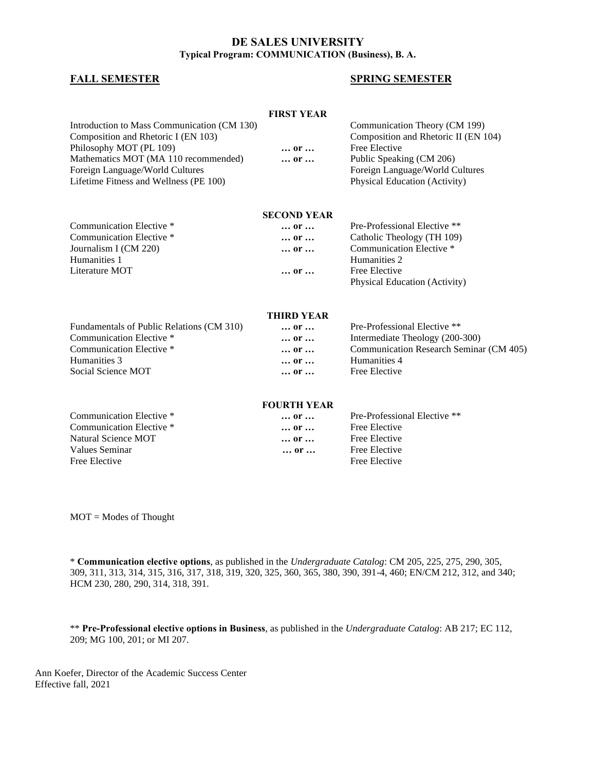# DE SALES UNIVERSITY

**Typical Program: COMMUNICATION (Business), B. A.**

| **FALL SEMESTER** | | **SPRING SEMESTER** |
|---|---|---|
| | **FIRST YEAR** | |
| Introduction to Mass Communication (CM 130) | | Communication Theory (CM 199) |
| Composition and Rhetoric I (EN 103) | | Composition and Rhetoric II (EN 104) |
| Philosophy MOT (PL 109) | **… or …** | Free Elective |
| Mathematics MOT (MA 110 recommended) | **… or …** | Public Speaking (CM 206) |
| Foreign Language/World Cultures | | Foreign Language/World Cultures |
| Lifetime Fitness and Wellness (PE 100) | | Physical Education (Activity) |
| | **SECOND YEAR** | |
| Communication Elective * | **… or …** | Pre-Professional Elective ** |
| Communication Elective * | **… or …** | Catholic Theology (TH 109) |
| Journalism I (CM 220) | **… or …** | Communication Elective * |
| Humanities 1 | | Humanities 2 |
| Literature MOT | **… or …** | Free Elective |
| | | Physical Education (Activity) |
| | **THIRD YEAR** | |
| Fundamentals of Public Relations (CM 310) | **… or …** | Pre-Professional Elective ** |
| Communication Elective * | **… or …** | Intermediate Theology (200-300) |
| Communication Elective * | **… or …** | Communication Research Seminar (CM 405) |
| Humanities 3 | **… or …** | Humanities 4 |
| Social Science MOT | **… or …** | Free Elective |
| | **FOURTH YEAR** | |
| Communication Elective * | **… or …** | Pre-Professional Elective ** |
| Communication Elective * | **… or …** | Free Elective |
| Natural Science MOT | **… or …** | Free Elective |
| Values Seminar | **… or …** | Free Elective |
| Free Elective | | Free Elective |

MOT = Modes of Thought

* **Communication elective options**, as published in the *Undergraduate Catalog*: CM 205, 225, 275, 290, 305, 309, 311, 313, 314, 315, 316, 317, 318, 319, 320, 325, 360, 365, 380, 390, 391-4, 460; EN/CM 212, 312, and 340; HCM 230, 280, 290, 314, 318, 391.

** **Pre-Professional elective options in Business**, as published in the *Undergraduate Catalog*: AB 217; EC 112, 209; MG 100, 201; or MI 207.

Ann Koefer, Director of the Academic Success Center
Effective fall, 2021